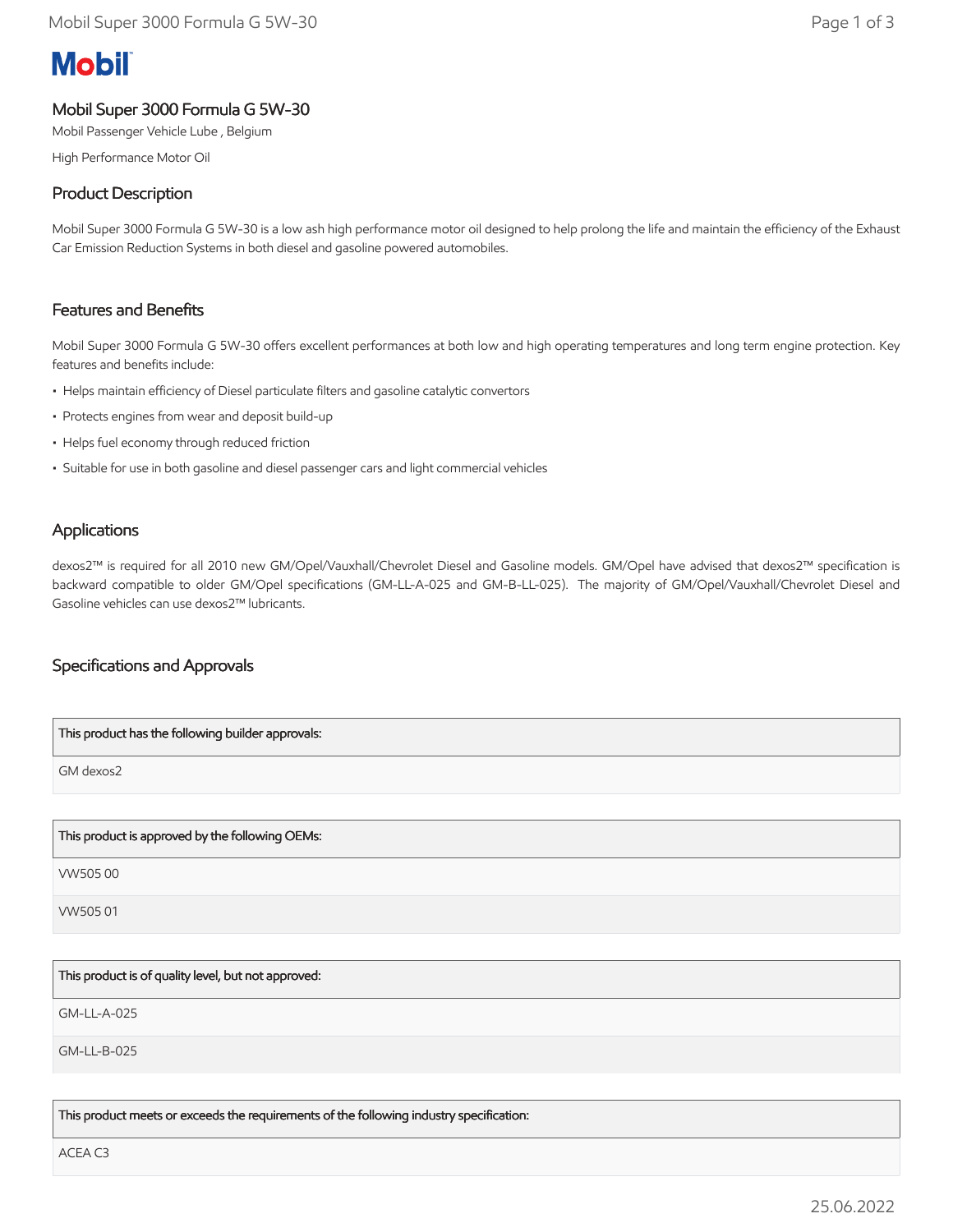Mobil

# Mobil Super 3000 Formula G 5W-30

Mobil Passenger Vehicle Lube , Belgium

High Performance Motor Oil

## Product Description

Mobil Super 3000 Formula G 5W-30 is a low ash high performance motor oil designed to help prolong the life and maintain the efficiency of the Exhaust Car Emission Reduction Systems in both diesel and gasoline powered automobiles.

## Features and Benefits

Mobil Super 3000 Formula G 5W-30 offers excellent performances at both low and high operating temperatures and long term engine protection. Key features and benefits include:

- Helps maintain efficiency of Diesel particulate filters and gasoline catalytic convertors
- Protects engines from wear and deposit build-up
- Helps fuel economy through reduced friction
- Suitable for use in both gasoline and diesel passenger cars and light commercial vehicles

## Applications

dexos2™ is required for all 2010 new GM/Opel/Vauxhall/Chevrolet Diesel and Gasoline models. GM/Opel have advised that dexos2™ specification is backward compatible to older GM/Opel specifications (GM-LL-A-025 and GM-B-LL-025). The majority of GM/Opel/Vauxhall/Chevrolet Diesel and Gasoline vehicles can use dexos2™ lubricants.

## Specifications and Approvals

| This product has the following builder approvals: |
| --- |
| GM dexos2 |

| This product is approved by the following OEMs: |
| --- |
| VW505 00 |
| VW505 01 |

| This product is of quality level, but not approved: |
| --- |
| GM-LL-A-025 |
| GM-LL-B-025 |

| This product meets or exceeds the requirements of the following industry specification: |
| --- |
| ACEA C3 |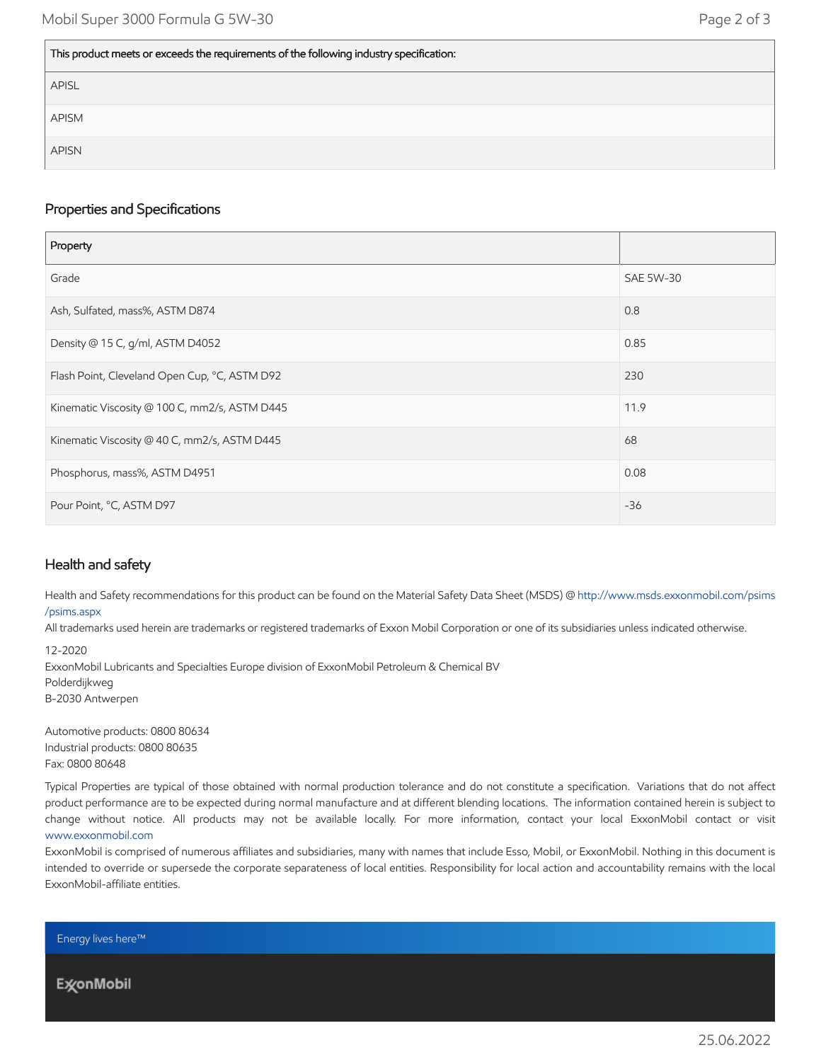| This product meets or exceeds the requirements of the following industry specification: |
| --- |
| APISL |
| APISM |
| APISN |

## Properties and Specifications

| Property | |
| --- | --- |
| Grade | SAE 5W-30 |
| Ash, Sulfated, mass%, ASTM D874 | 0.8 |
| Density @ 15 C, g/ml, ASTM D4052 | 0.85 |
| Flash Point, Cleveland Open Cup, °C, ASTM D92 | 230 |
| Kinematic Viscosity @ 100 C, mm2/s, ASTM D445 | 11.9 |
| Kinematic Viscosity @ 40 C, mm2/s, ASTM D445 | 68 |
| Phosphorus, mass%, ASTM D4951 | 0.08 |
| Pour Point, °C, ASTM D97 | -36 |

## Health and safety

Health and Safety recommendations for this product can be found on the Material Safety Data Sheet (MSDS) @ http://www.msds.exxonmobil.com/psims/psims.aspx

All trademarks used herein are trademarks or registered trademarks of Exxon Mobil Corporation or one of its subsidiaries unless indicated otherwise.

12-2020
ExxonMobil Lubricants and Specialties Europe division of ExxonMobil Petroleum & Chemical BV
Polderdijkweg
B-2030 Antwerpen

Automotive products: 0800 80634
Industrial products: 0800 80635
Fax: 0800 80648

Typical Properties are typical of those obtained with normal production tolerance and do not constitute a specification. Variations that do not affect product performance are to be expected during normal manufacture and at different blending locations. The information contained herein is subject to change without notice. All products may not be available locally. For more information, contact your local ExxonMobil contact or visit www.exxonmobil.com

ExxonMobil is comprised of numerous affiliates and subsidiaries, many with names that include Esso, Mobil, or ExxonMobil. Nothing in this document is intended to override or supersede the corporate separateness of local entities. Responsibility for local action and accountability remains with the local ExxonMobil-affiliate entities.

Energy lives here™

ExxonMobil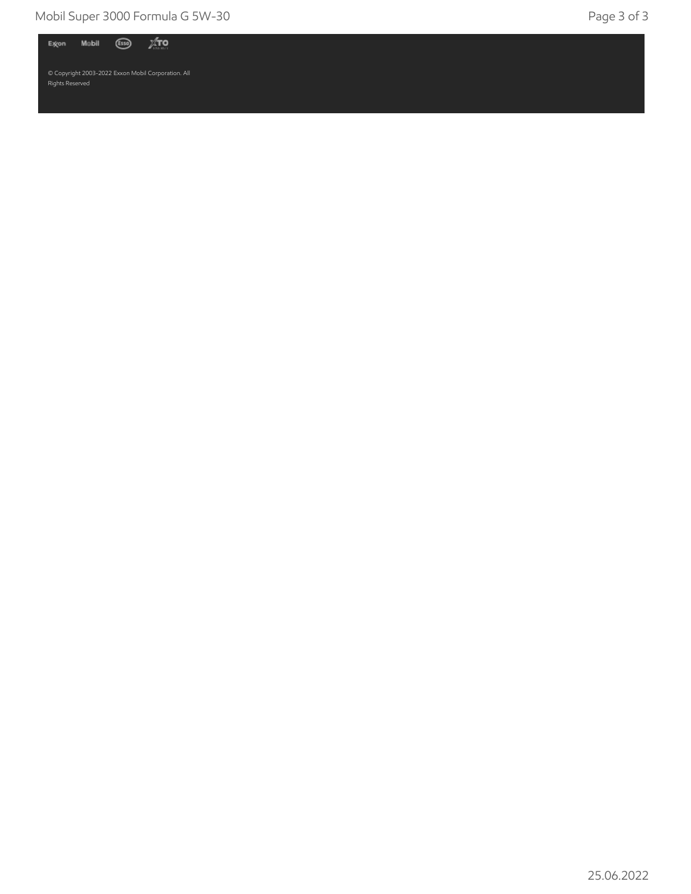Exxon Mobil Esso XTO

© Copyright 2003-2022 Exxon Mobil Corporation. All Rights Reserved